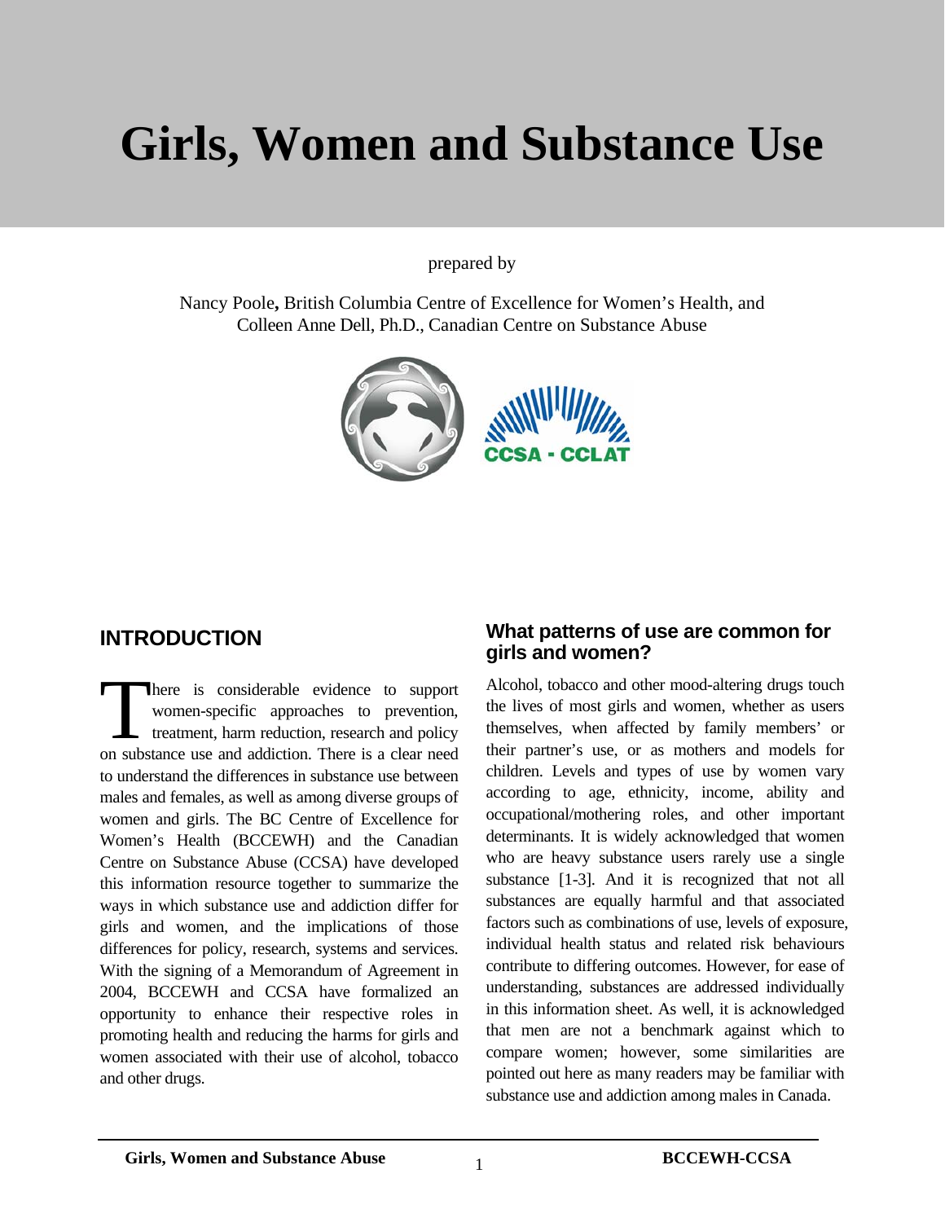# Girls, Women and Substance Use

prepared by

Nancy Poole**,** British Columbia Centre of Excellence for Women's Health, and
Colleen Anne Dell, Ph.D., Canadian Centre on Substance Abuse

## INTRODUCTION

There is considerable evidence to support women-specific approaches to prevention, treatment, harm reduction, research and policy on substance use and addiction. There is a clear need to understand the differences in substance use between males and females, as well as among diverse groups of women and girls. The BC Centre of Excellence for Women's Health (BCCEWH) and the Canadian Centre on Substance Abuse (CCSA) have developed this information resource together to summarize the ways in which substance use and addiction differ for girls and women, and the implications of those differences for policy, research, systems and services. With the signing of a Memorandum of Agreement in 2004, BCCEWH and CCSA have formalized an opportunity to enhance their respective roles in promoting health and reducing the harms for girls and women associated with their use of alcohol, tobacco and other drugs.

### What patterns of use are common for girls and women?

Alcohol, tobacco and other mood-altering drugs touch the lives of most girls and women, whether as users themselves, when affected by family members' or their partner's use, or as mothers and models for children. Levels and types of use by women vary according to age, ethnicity, income, ability and occupational/mothering roles, and other important determinants. It is widely acknowledged that women who are heavy substance users rarely use a single substance [1-3]. And it is recognized that not all substances are equally harmful and that associated factors such as combinations of use, levels of exposure, individual health status and related risk behaviours contribute to differing outcomes. However, for ease of understanding, substances are addressed individually in this information sheet. As well, it is acknowledged that men are not a benchmark against which to compare women; however, some similarities are pointed out here as many readers may be familiar with substance use and addiction among males in Canada.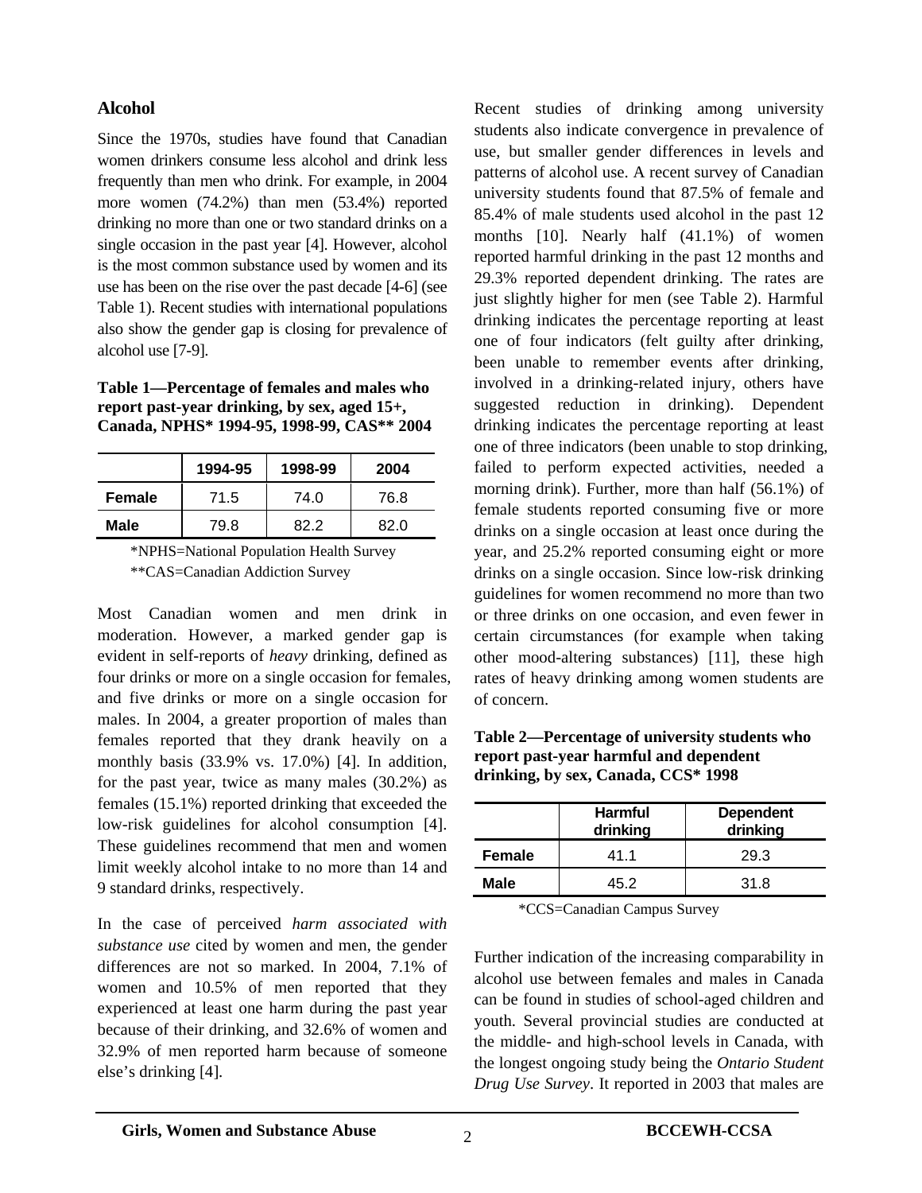## Alcohol

Since the 1970s, studies have found that Canadian women drinkers consume less alcohol and drink less frequently than men who drink. For example, in 2004 more women (74.2%) than men (53.4%) reported drinking no more than one or two standard drinks on a single occasion in the past year [4]. However, alcohol is the most common substance used by women and its use has been on the rise over the past decade [4-6] (see Table 1). Recent studies with international populations also show the gender gap is closing for prevalence of alcohol use [7-9].

**Table 1—Percentage of females and males who report past-year drinking, by sex, aged 15+, Canada, NPHS* 1994-95, 1998-99, CAS** 2004**

| | 1994-95 | 1998-99 | 2004 |
|---|---|---|---|
| **Female** | 71.5 | 74.0 | 76.8 |
| **Male** | 79.8 | 82.2 | 82.0 |

*NPHS=National Population Health Survey
**CAS=Canadian Addiction Survey

Most Canadian women and men drink in moderation. However, a marked gender gap is evident in self-reports of *heavy* drinking, defined as four drinks or more on a single occasion for females, and five drinks or more on a single occasion for males. In 2004, a greater proportion of males than females reported that they drank heavily on a monthly basis (33.9% vs. 17.0%) [4]. In addition, for the past year, twice as many males (30.2%) as females (15.1%) reported drinking that exceeded the low-risk guidelines for alcohol consumption [4]. These guidelines recommend that men and women limit weekly alcohol intake to no more than 14 and 9 standard drinks, respectively.

In the case of perceived *harm associated with substance use* cited by women and men, the gender differences are not so marked. In 2004, 7.1% of women and 10.5% of men reported that they experienced at least one harm during the past year because of their drinking, and 32.6% of women and 32.9% of men reported harm because of someone else's drinking [4].

Recent studies of drinking among university students also indicate convergence in prevalence of use, but smaller gender differences in levels and patterns of alcohol use. A recent survey of Canadian university students found that 87.5% of female and 85.4% of male students used alcohol in the past 12 months [10]. Nearly half (41.1%) of women reported harmful drinking in the past 12 months and 29.3% reported dependent drinking. The rates are just slightly higher for men (see Table 2). Harmful drinking indicates the percentage reporting at least one of four indicators (felt guilty after drinking, been unable to remember events after drinking, involved in a drinking-related injury, others have suggested reduction in drinking). Dependent drinking indicates the percentage reporting at least one of three indicators (been unable to stop drinking, failed to perform expected activities, needed a morning drink). Further, more than half (56.1%) of female students reported consuming five or more drinks on a single occasion at least once during the year, and 25.2% reported consuming eight or more drinks on a single occasion. Since low-risk drinking guidelines for women recommend no more than two or three drinks on one occasion, and even fewer in certain circumstances (for example when taking other mood-altering substances) [11], these high rates of heavy drinking among women students are of concern.

**Table 2—Percentage of university students who report past-year harmful and dependent drinking, by sex, Canada, CCS* 1998**

| | Harmful drinking | Dependent drinking |
|---|---|---|
| **Female** | 41.1 | 29.3 |
| **Male** | 45.2 | 31.8 |

*CCS=Canadian Campus Survey

Further indication of the increasing comparability in alcohol use between females and males in Canada can be found in studies of school-aged children and youth. Several provincial studies are conducted at the middle- and high-school levels in Canada, with the longest ongoing study being the *Ontario Student Drug Use Survey*. It reported in 2003 that males are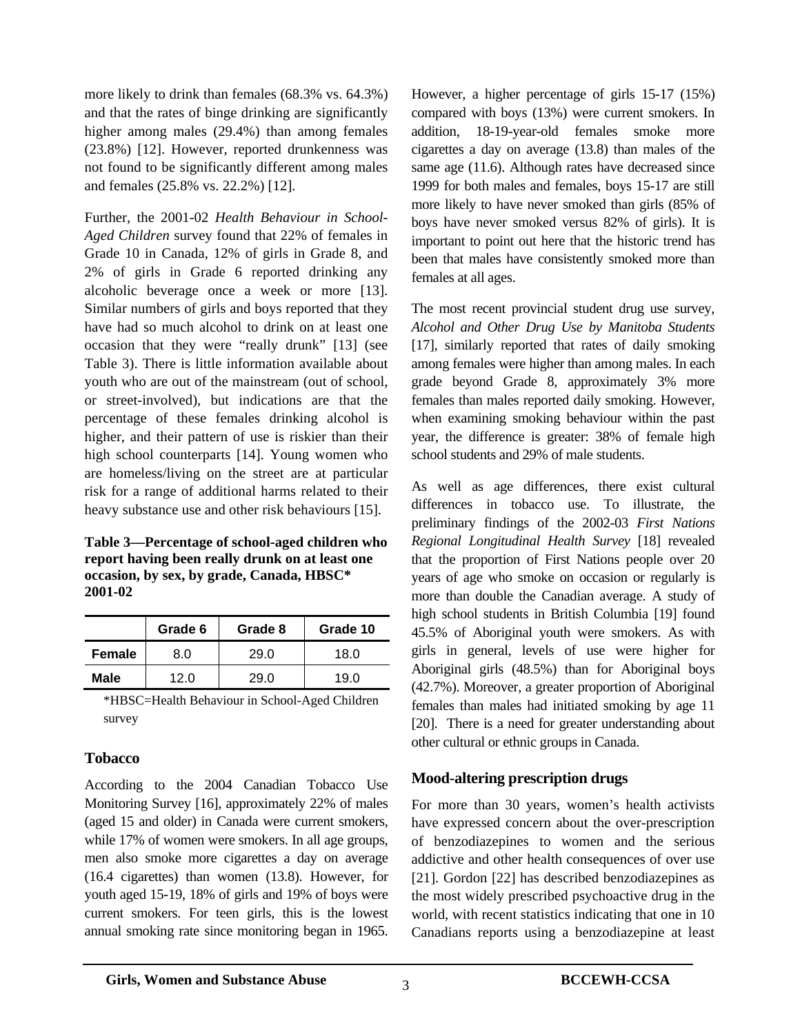more likely to drink than females (68.3% vs. 64.3%) and that the rates of binge drinking are significantly higher among males (29.4%) than among females (23.8%) [12]. However, reported drunkenness was not found to be significantly different among males and females (25.8% vs. 22.2%) [12].

Further, the 2001-02 *Health Behaviour in School-Aged Children* survey found that 22% of females in Grade 10 in Canada, 12% of girls in Grade 8, and 2% of girls in Grade 6 reported drinking any alcoholic beverage once a week or more [13]. Similar numbers of girls and boys reported that they have had so much alcohol to drink on at least one occasion that they were "really drunk" [13] (see Table 3). There is little information available about youth who are out of the mainstream (out of school, or street-involved), but indications are that the percentage of these females drinking alcohol is higher, and their pattern of use is riskier than their high school counterparts [14]. Young women who are homeless/living on the street are at particular risk for a range of additional harms related to their heavy substance use and other risk behaviours [15].

**Table 3—Percentage of school-aged children who report having been really drunk on at least one occasion, by sex, by grade, Canada, HBSC* 2001-02**

| | Grade 6 | Grade 8 | Grade 10 |
|---|---|---|---|
| **Female** | 8.0 | 29.0 | 18.0 |
| **Male** | 12.0 | 29.0 | 19.0 |

*HBSC=Health Behaviour in School-Aged Children survey

## Tobacco

According to the 2004 Canadian Tobacco Use Monitoring Survey [16], approximately 22% of males (aged 15 and older) in Canada were current smokers, while 17% of women were smokers. In all age groups, men also smoke more cigarettes a day on average (16.4 cigarettes) than women (13.8). However, for youth aged 15-19, 18% of girls and 19% of boys were current smokers. For teen girls, this is the lowest annual smoking rate since monitoring began in 1965. However, a higher percentage of girls 15-17 (15%) compared with boys (13%) were current smokers. In addition, 18-19-year-old females smoke more cigarettes a day on average (13.8) than males of the same age (11.6). Although rates have decreased since 1999 for both males and females, boys 15-17 are still more likely to have never smoked than girls (85% of boys have never smoked versus 82% of girls). It is important to point out here that the historic trend has been that males have consistently smoked more than females at all ages.

The most recent provincial student drug use survey, *Alcohol and Other Drug Use by Manitoba Students* [17], similarly reported that rates of daily smoking among females were higher than among males. In each grade beyond Grade 8, approximately 3% more females than males reported daily smoking. However, when examining smoking behaviour within the past year, the difference is greater: 38% of female high school students and 29% of male students.

As well as age differences, there exist cultural differences in tobacco use. To illustrate, the preliminary findings of the 2002-03 *First Nations Regional Longitudinal Health Survey* [18] revealed that the proportion of First Nations people over 20 years of age who smoke on occasion or regularly is more than double the Canadian average. A study of high school students in British Columbia [19] found 45.5% of Aboriginal youth were smokers. As with girls in general, levels of use were higher for Aboriginal girls (48.5%) than for Aboriginal boys (42.7%). Moreover, a greater proportion of Aboriginal females than males had initiated smoking by age 11 [20]. There is a need for greater understanding about other cultural or ethnic groups in Canada.

## Mood-altering prescription drugs

For more than 30 years, women's health activists have expressed concern about the over-prescription of benzodiazepines to women and the serious addictive and other health consequences of over use [21]. Gordon [22] has described benzodiazepines as the most widely prescribed psychoactive drug in the world, with recent statistics indicating that one in 10 Canadians reports using a benzodiazepine at least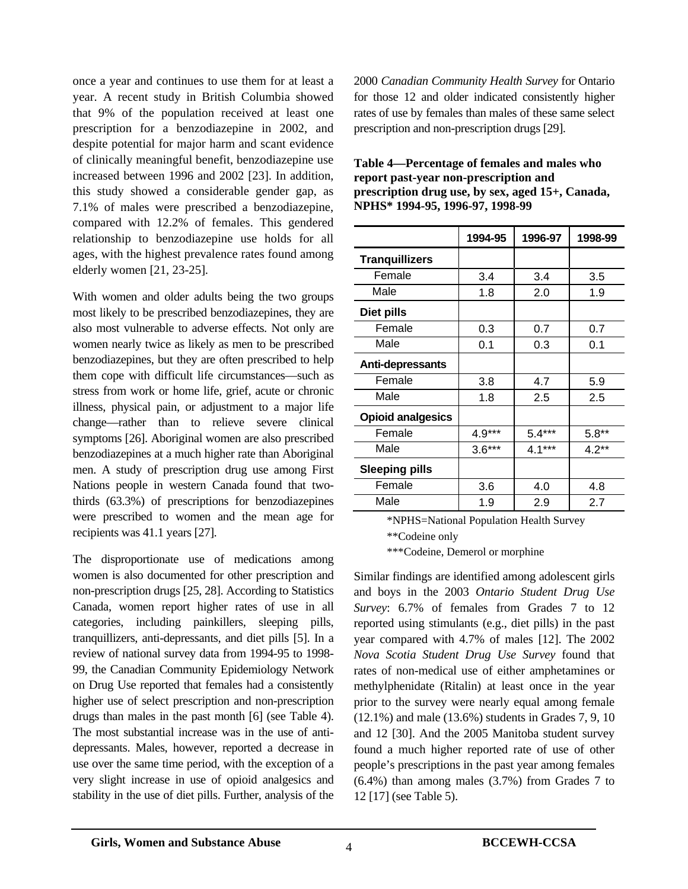once a year and continues to use them for at least a year. A recent study in British Columbia showed that 9% of the population received at least one prescription for a benzodiazepine in 2002, and despite potential for major harm and scant evidence of clinically meaningful benefit, benzodiazepine use increased between 1996 and 2002 [23]. In addition, this study showed a considerable gender gap, as 7.1% of males were prescribed a benzodiazepine, compared with 12.2% of females. This gendered relationship to benzodiazepine use holds for all ages, with the highest prevalence rates found among elderly women [21, 23-25].

With women and older adults being the two groups most likely to be prescribed benzodiazepines, they are also most vulnerable to adverse effects. Not only are women nearly twice as likely as men to be prescribed benzodiazepines, but they are often prescribed to help them cope with difficult life circumstances—such as stress from work or home life, grief, acute or chronic illness, physical pain, or adjustment to a major life change—rather than to relieve severe clinical symptoms [26]. Aboriginal women are also prescribed benzodiazepines at a much higher rate than Aboriginal men. A study of prescription drug use among First Nations people in western Canada found that two-thirds (63.3%) of prescriptions for benzodiazepines were prescribed to women and the mean age for recipients was 41.1 years [27].

The disproportionate use of medications among women is also documented for other prescription and non-prescription drugs [25, 28]. According to Statistics Canada, women report higher rates of use in all categories, including painkillers, sleeping pills, tranquillizers, anti-depressants, and diet pills [5]. In a review of national survey data from 1994-95 to 1998-99, the Canadian Community Epidemiology Network on Drug Use reported that females had a consistently higher use of select prescription and non-prescription drugs than males in the past month [6] (see Table 4). The most substantial increase was in the use of anti-depressants. Males, however, reported a decrease in use over the same time period, with the exception of a very slight increase in use of opioid analgesics and stability in the use of diet pills. Further, analysis of the 2000 *Canadian Community Health Survey* for Ontario for those 12 and older indicated consistently higher rates of use by females than males of these same select prescription and non-prescription drugs [29].

**Table 4—Percentage of females and males who report past-year non-prescription and prescription drug use, by sex, aged 15+, Canada, NPHS* 1994-95, 1996-97, 1998-99**

| | 1994-95 | 1996-97 | 1998-99 |
|---|---|---|---|
| **Tranquillizers** | | | |
| Female | 3.4 | 3.4 | 3.5 |
| Male | 1.8 | 2.0 | 1.9 |
| **Diet pills** | | | |
| Female | 0.3 | 0.7 | 0.7 |
| Male | 0.1 | 0.3 | 0.1 |
| **Anti-depressants** | | | |
| Female | 3.8 | 4.7 | 5.9 |
| Male | 1.8 | 2.5 | 2.5 |
| **Opioid analgesics** | | | |
| Female | 4.9*** | 5.4*** | 5.8** |
| Male | 3.6*** | 4.1*** | 4.2** |
| **Sleeping pills** | | | |
| Female | 3.6 | 4.0 | 4.8 |
| Male | 1.9 | 2.9 | 2.7 |

*NPHS=National Population Health Survey
**Codeine only
***Codeine, Demerol or morphine

Similar findings are identified among adolescent girls and boys in the 2003 *Ontario Student Drug Use Survey*: 6.7% of females from Grades 7 to 12 reported using stimulants (e.g., diet pills) in the past year compared with 4.7% of males [12]. The 2002 *Nova Scotia Student Drug Use Survey* found that rates of non-medical use of either amphetamines or methylphenidate (Ritalin) at least once in the year prior to the survey were nearly equal among female (12.1%) and male (13.6%) students in Grades 7, 9, 10 and 12 [30]. And the 2005 Manitoba student survey found a much higher reported rate of use of other people's prescriptions in the past year among females (6.4%) than among males (3.7%) from Grades 7 to 12 [17] (see Table 5).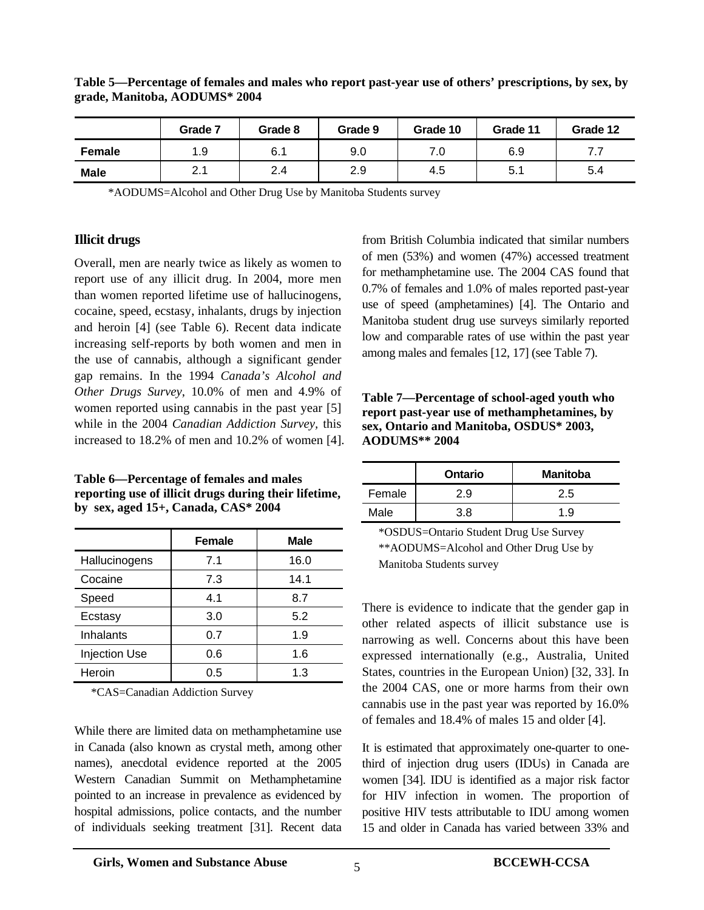**Table 5—Percentage of females and males who report past-year use of others' prescriptions, by sex, by grade, Manitoba, AODUMS* 2004**

| | Grade 7 | Grade 8 | Grade 9 | Grade 10 | Grade 11 | Grade 12 |
|---|---|---|---|---|---|---|
| **Female** | 1.9 | 6.1 | 9.0 | 7.0 | 6.9 | 7.7 |
| **Male** | 2.1 | 2.4 | 2.9 | 4.5 | 5.1 | 5.4 |

*AODUMS=Alcohol and Other Drug Use by Manitoba Students survey

## Illicit drugs

Overall, men are nearly twice as likely as women to report use of any illicit drug. In 2004, more men than women reported lifetime use of hallucinogens, cocaine, speed, ecstasy, inhalants, drugs by injection and heroin [4] (see Table 6). Recent data indicate increasing self-reports by both women and men in the use of cannabis, although a significant gender gap remains. In the 1994 *Canada's Alcohol and Other Drugs Survey*, 10.0% of men and 4.9% of women reported using cannabis in the past year [5] while in the 2004 *Canadian Addiction Survey,* this increased to 18.2% of men and 10.2% of women [4].

**Table 6—Percentage of females and males reporting use of illicit drugs during their lifetime, by sex, aged 15+, Canada, CAS* 2004**

| | Female | Male |
|---|---|---|
| Hallucinogens | 7.1 | 16.0 |
| Cocaine | 7.3 | 14.1 |
| Speed | 4.1 | 8.7 |
| Ecstasy | 3.0 | 5.2 |
| Inhalants | 0.7 | 1.9 |
| Injection Use | 0.6 | 1.6 |
| Heroin | 0.5 | 1.3 |

*CAS=Canadian Addiction Survey

While there are limited data on methamphetamine use in Canada (also known as crystal meth, among other names), anecdotal evidence reported at the 2005 Western Canadian Summit on Methamphetamine pointed to an increase in prevalence as evidenced by hospital admissions, police contacts, and the number of individuals seeking treatment [31]. Recent data from British Columbia indicated that similar numbers of men (53%) and women (47%) accessed treatment for methamphetamine use. The 2004 CAS found that 0.7% of females and 1.0% of males reported past-year use of speed (amphetamines) [4]. The Ontario and Manitoba student drug use surveys similarly reported low and comparable rates of use within the past year among males and females [12, 17] (see Table 7).

**Table 7—Percentage of school-aged youth who report past-year use of methamphetamines, by sex, Ontario and Manitoba, OSDUS* 2003, AODUMS** 2004**

| | Ontario | Manitoba |
|---|---|---|
| Female | 2.9 | 2.5 |
| Male | 3.8 | 1.9 |

*OSDUS=Ontario Student Drug Use Survey
**AODUMS=Alcohol and Other Drug Use by Manitoba Students survey

There is evidence to indicate that the gender gap in other related aspects of illicit substance use is narrowing as well. Concerns about this have been expressed internationally (e.g., Australia, United States, countries in the European Union) [32, 33]. In the 2004 CAS, one or more harms from their own cannabis use in the past year was reported by 16.0% of females and 18.4% of males 15 and older [4].

It is estimated that approximately one-quarter to one-third of injection drug users (IDUs) in Canada are women [34]. IDU is identified as a major risk factor for HIV infection in women. The proportion of positive HIV tests attributable to IDU among women 15 and older in Canada has varied between 33% and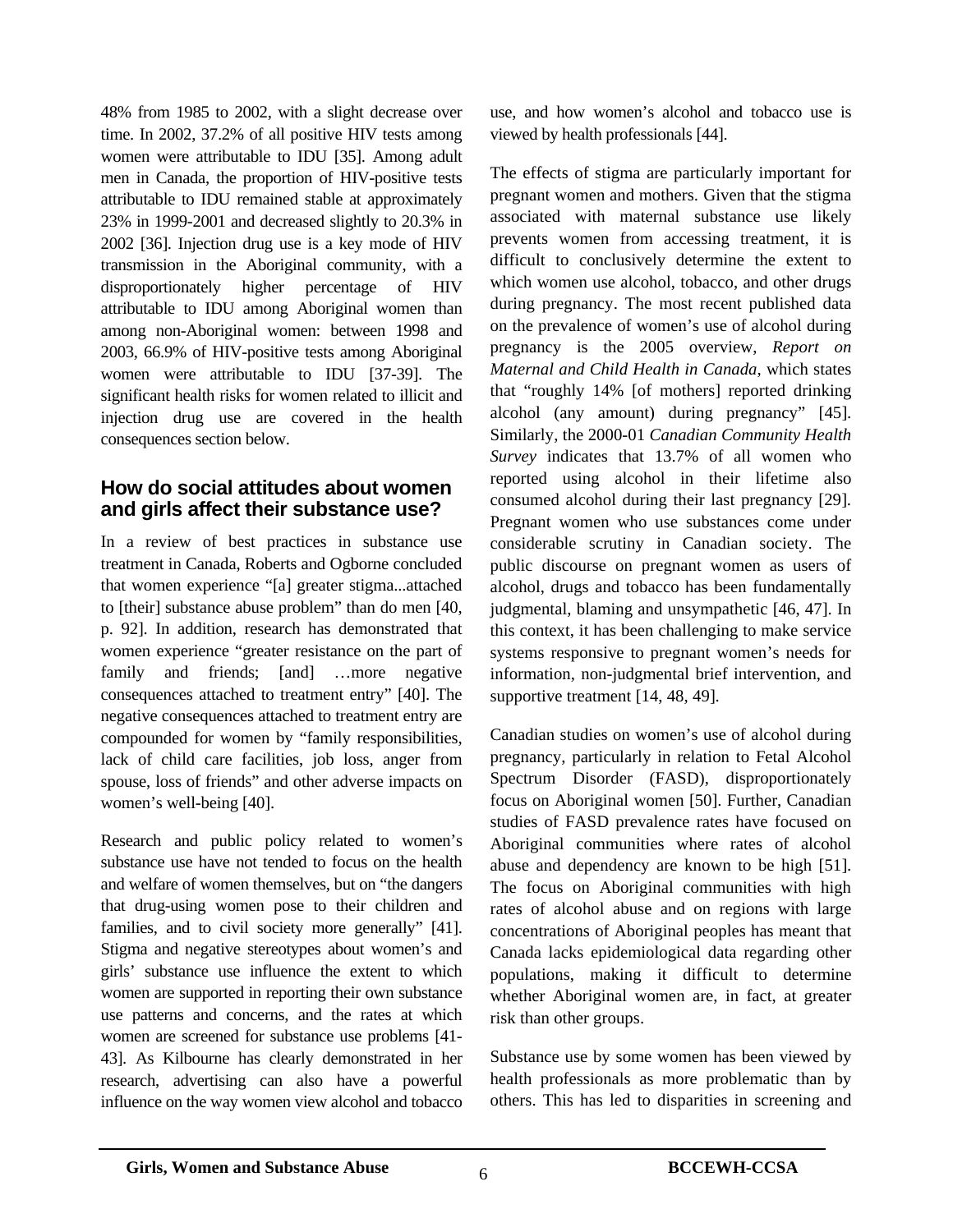48% from 1985 to 2002, with a slight decrease over time. In 2002, 37.2% of all positive HIV tests among women were attributable to IDU [35]. Among adult men in Canada, the proportion of HIV-positive tests attributable to IDU remained stable at approximately 23% in 1999-2001 and decreased slightly to 20.3% in 2002 [36]. Injection drug use is a key mode of HIV transmission in the Aboriginal community, with a disproportionately higher percentage of HIV attributable to IDU among Aboriginal women than among non-Aboriginal women: between 1998 and 2003, 66.9% of HIV-positive tests among Aboriginal women were attributable to IDU [37-39]. The significant health risks for women related to illicit and injection drug use are covered in the health consequences section below.

## How do social attitudes about women and girls affect their substance use?

In a review of best practices in substance use treatment in Canada, Roberts and Ogborne concluded that women experience "[a] greater stigma...attached to [their] substance abuse problem" than do men [40, p. 92]. In addition, research has demonstrated that women experience "greater resistance on the part of family and friends; [and] …more negative consequences attached to treatment entry" [40]. The negative consequences attached to treatment entry are compounded for women by "family responsibilities, lack of child care facilities, job loss, anger from spouse, loss of friends" and other adverse impacts on women's well-being [40].

Research and public policy related to women's substance use have not tended to focus on the health and welfare of women themselves, but on "the dangers that drug-using women pose to their children and families, and to civil society more generally" [41]. Stigma and negative stereotypes about women's and girls' substance use influence the extent to which women are supported in reporting their own substance use patterns and concerns, and the rates at which women are screened for substance use problems [41-43]. As Kilbourne has clearly demonstrated in her research, advertising can also have a powerful influence on the way women view alcohol and tobacco use, and how women's alcohol and tobacco use is viewed by health professionals [44].

The effects of stigma are particularly important for pregnant women and mothers. Given that the stigma associated with maternal substance use likely prevents women from accessing treatment, it is difficult to conclusively determine the extent to which women use alcohol, tobacco, and other drugs during pregnancy. The most recent published data on the prevalence of women's use of alcohol during pregnancy is the 2005 overview, *Report on Maternal and Child Health in Canada*, which states that "roughly 14% [of mothers] reported drinking alcohol (any amount) during pregnancy" [45]. Similarly, the 2000-01 *Canadian Community Health Survey* indicates that 13.7% of all women who reported using alcohol in their lifetime also consumed alcohol during their last pregnancy [29]. Pregnant women who use substances come under considerable scrutiny in Canadian society. The public discourse on pregnant women as users of alcohol, drugs and tobacco has been fundamentally judgmental, blaming and unsympathetic [46, 47]. In this context, it has been challenging to make service systems responsive to pregnant women's needs for information, non-judgmental brief intervention, and supportive treatment [14, 48, 49].

Canadian studies on women's use of alcohol during pregnancy, particularly in relation to Fetal Alcohol Spectrum Disorder (FASD), disproportionately focus on Aboriginal women [50]. Further, Canadian studies of FASD prevalence rates have focused on Aboriginal communities where rates of alcohol abuse and dependency are known to be high [51]. The focus on Aboriginal communities with high rates of alcohol abuse and on regions with large concentrations of Aboriginal peoples has meant that Canada lacks epidemiological data regarding other populations, making it difficult to determine whether Aboriginal women are, in fact, at greater risk than other groups.

Substance use by some women has been viewed by health professionals as more problematic than by others. This has led to disparities in screening and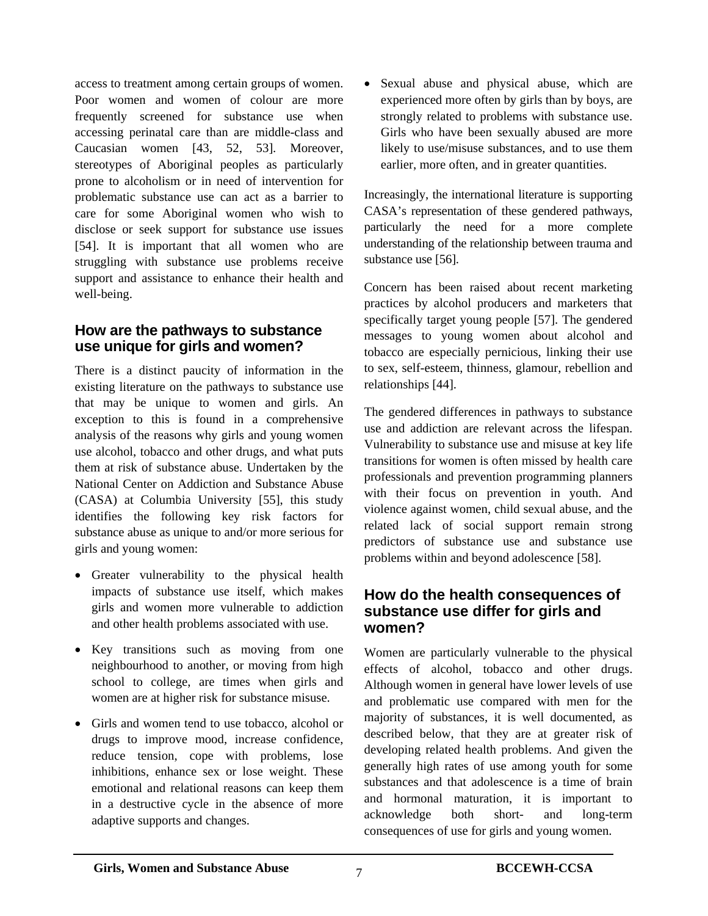access to treatment among certain groups of women. Poor women and women of colour are more frequently screened for substance use when accessing perinatal care than are middle-class and Caucasian women [43, 52, 53]. Moreover, stereotypes of Aboriginal peoples as particularly prone to alcoholism or in need of intervention for problematic substance use can act as a barrier to care for some Aboriginal women who wish to disclose or seek support for substance use issues [54]. It is important that all women who are struggling with substance use problems receive support and assistance to enhance their health and well-being.

## How are the pathways to substance use unique for girls and women?

There is a distinct paucity of information in the existing literature on the pathways to substance use that may be unique to women and girls. An exception to this is found in a comprehensive analysis of the reasons why girls and young women use alcohol, tobacco and other drugs, and what puts them at risk of substance abuse. Undertaken by the National Center on Addiction and Substance Abuse (CASA) at Columbia University [55], this study identifies the following key risk factors for substance abuse as unique to and/or more serious for girls and young women:

- Greater vulnerability to the physical health impacts of substance use itself, which makes girls and women more vulnerable to addiction and other health problems associated with use.
- Key transitions such as moving from one neighbourhood to another, or moving from high school to college, are times when girls and women are at higher risk for substance misuse.
- Girls and women tend to use tobacco, alcohol or drugs to improve mood, increase confidence, reduce tension, cope with problems, lose inhibitions, enhance sex or lose weight. These emotional and relational reasons can keep them in a destructive cycle in the absence of more adaptive supports and changes.
- Sexual abuse and physical abuse, which are experienced more often by girls than by boys, are strongly related to problems with substance use. Girls who have been sexually abused are more likely to use/misuse substances, and to use them earlier, more often, and in greater quantities.

Increasingly, the international literature is supporting CASA's representation of these gendered pathways, particularly the need for a more complete understanding of the relationship between trauma and substance use [56].

Concern has been raised about recent marketing practices by alcohol producers and marketers that specifically target young people [57]. The gendered messages to young women about alcohol and tobacco are especially pernicious, linking their use to sex, self-esteem, thinness, glamour, rebellion and relationships [44].

The gendered differences in pathways to substance use and addiction are relevant across the lifespan. Vulnerability to substance use and misuse at key life transitions for women is often missed by health care professionals and prevention programming planners with their focus on prevention in youth. And violence against women, child sexual abuse, and the related lack of social support remain strong predictors of substance use and substance use problems within and beyond adolescence [58].

## How do the health consequences of substance use differ for girls and women?

Women are particularly vulnerable to the physical effects of alcohol, tobacco and other drugs. Although women in general have lower levels of use and problematic use compared with men for the majority of substances, it is well documented, as described below, that they are at greater risk of developing related health problems. And given the generally high rates of use among youth for some substances and that adolescence is a time of brain and hormonal maturation, it is important to acknowledge both short- and long-term consequences of use for girls and young women.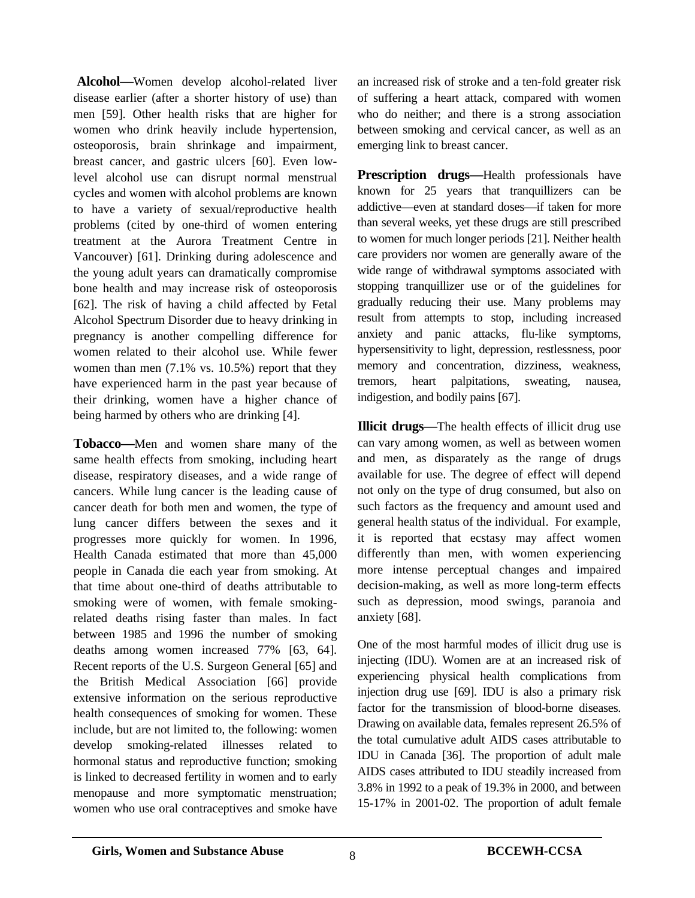**Alcohol—**Women develop alcohol-related liver disease earlier (after a shorter history of use) than men [59]. Other health risks that are higher for women who drink heavily include hypertension, osteoporosis, brain shrinkage and impairment, breast cancer, and gastric ulcers [60]. Even low-level alcohol use can disrupt normal menstrual cycles and women with alcohol problems are known to have a variety of sexual/reproductive health problems (cited by one-third of women entering treatment at the Aurora Treatment Centre in Vancouver) [61]. Drinking during adolescence and the young adult years can dramatically compromise bone health and may increase risk of osteoporosis [62]. The risk of having a child affected by Fetal Alcohol Spectrum Disorder due to heavy drinking in pregnancy is another compelling difference for women related to their alcohol use. While fewer women than men (7.1% vs. 10.5%) report that they have experienced harm in the past year because of their drinking, women have a higher chance of being harmed by others who are drinking [4].

**Tobacco—**Men and women share many of the same health effects from smoking, including heart disease, respiratory diseases, and a wide range of cancers. While lung cancer is the leading cause of cancer death for both men and women, the type of lung cancer differs between the sexes and it progresses more quickly for women. In 1996, Health Canada estimated that more than 45,000 people in Canada die each year from smoking. At that time about one-third of deaths attributable to smoking were of women, with female smoking-related deaths rising faster than males. In fact between 1985 and 1996 the number of smoking deaths among women increased 77% [63, 64]. Recent reports of the U.S. Surgeon General [65] and the British Medical Association [66] provide extensive information on the serious reproductive health consequences of smoking for women. These include, but are not limited to, the following: women develop smoking-related illnesses related to hormonal status and reproductive function; smoking is linked to decreased fertility in women and to early menopause and more symptomatic menstruation; women who use oral contraceptives and smoke have an increased risk of stroke and a ten-fold greater risk of suffering a heart attack, compared with women who do neither; and there is a strong association between smoking and cervical cancer, as well as an emerging link to breast cancer.

**Prescription drugs—**Health professionals have known for 25 years that tranquillizers can be addictive—even at standard doses—if taken for more than several weeks, yet these drugs are still prescribed to women for much longer periods [21]. Neither health care providers nor women are generally aware of the wide range of withdrawal symptoms associated with stopping tranquillizer use or of the guidelines for gradually reducing their use. Many problems may result from attempts to stop, including increased anxiety and panic attacks, flu-like symptoms, hypersensitivity to light, depression, restlessness, poor memory and concentration, dizziness, weakness, tremors, heart palpitations, sweating, nausea, indigestion, and bodily pains [67].

**Illicit drugs—**The health effects of illicit drug use can vary among women, as well as between women and men, as disparately as the range of drugs available for use. The degree of effect will depend not only on the type of drug consumed, but also on such factors as the frequency and amount used and general health status of the individual. For example, it is reported that ecstasy may affect women differently than men, with women experiencing more intense perceptual changes and impaired decision-making, as well as more long-term effects such as depression, mood swings, paranoia and anxiety [68].

One of the most harmful modes of illicit drug use is injecting (IDU). Women are at an increased risk of experiencing physical health complications from injection drug use [69]. IDU is also a primary risk factor for the transmission of blood-borne diseases. Drawing on available data, females represent 26.5% of the total cumulative adult AIDS cases attributable to IDU in Canada [36]. The proportion of adult male AIDS cases attributed to IDU steadily increased from 3.8% in 1992 to a peak of 19.3% in 2000, and between 15-17% in 2001-02. The proportion of adult female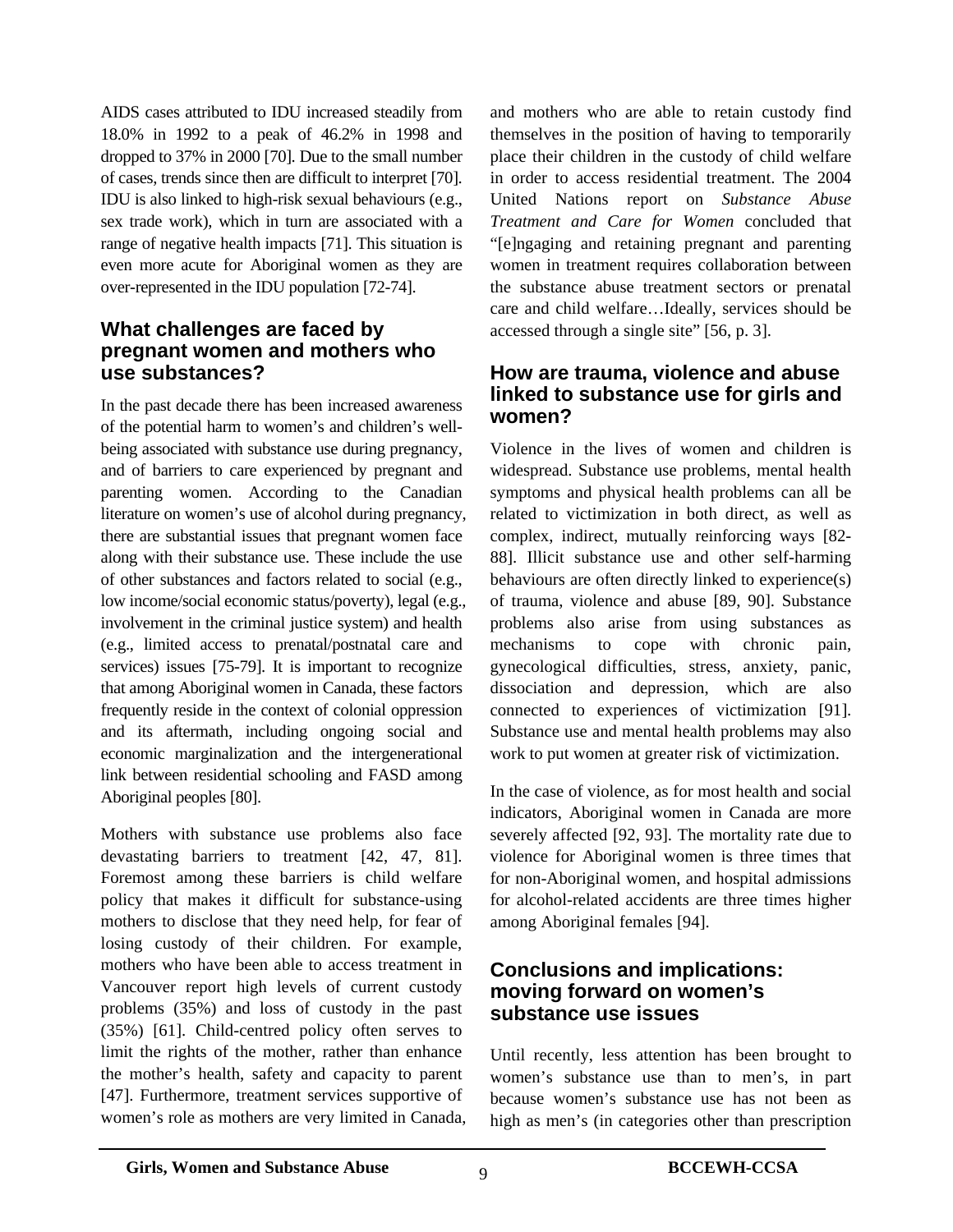AIDS cases attributed to IDU increased steadily from 18.0% in 1992 to a peak of 46.2% in 1998 and dropped to 37% in 2000 [70]. Due to the small number of cases, trends since then are difficult to interpret [70]. IDU is also linked to high-risk sexual behaviours (e.g., sex trade work), which in turn are associated with a range of negative health impacts [71]. This situation is even more acute for Aboriginal women as they are over-represented in the IDU population [72-74].

## What challenges are faced by pregnant women and mothers who use substances?

In the past decade there has been increased awareness of the potential harm to women's and children's well-being associated with substance use during pregnancy, and of barriers to care experienced by pregnant and parenting women. According to the Canadian literature on women's use of alcohol during pregnancy, there are substantial issues that pregnant women face along with their substance use. These include the use of other substances and factors related to social (e.g., low income/social economic status/poverty), legal (e.g., involvement in the criminal justice system) and health (e.g., limited access to prenatal/postnatal care and services) issues [75-79]. It is important to recognize that among Aboriginal women in Canada, these factors frequently reside in the context of colonial oppression and its aftermath, including ongoing social and economic marginalization and the intergenerational link between residential schooling and FASD among Aboriginal peoples [80].

Mothers with substance use problems also face devastating barriers to treatment [42, 47, 81]. Foremost among these barriers is child welfare policy that makes it difficult for substance-using mothers to disclose that they need help, for fear of losing custody of their children. For example, mothers who have been able to access treatment in Vancouver report high levels of current custody problems (35%) and loss of custody in the past (35%) [61]. Child-centred policy often serves to limit the rights of the mother, rather than enhance the mother's health, safety and capacity to parent [47]. Furthermore, treatment services supportive of women's role as mothers are very limited in Canada, and mothers who are able to retain custody find themselves in the position of having to temporarily place their children in the custody of child welfare in order to access residential treatment. The 2004 United Nations report on *Substance Abuse Treatment and Care for Women* concluded that "[e]ngaging and retaining pregnant and parenting women in treatment requires collaboration between the substance abuse treatment sectors or prenatal care and child welfare…Ideally, services should be accessed through a single site" [56, p. 3].

## How are trauma, violence and abuse linked to substance use for girls and women?

Violence in the lives of women and children is widespread. Substance use problems, mental health symptoms and physical health problems can all be related to victimization in both direct, as well as complex, indirect, mutually reinforcing ways [82-88]. Illicit substance use and other self-harming behaviours are often directly linked to experience(s) of trauma, violence and abuse [89, 90]. Substance problems also arise from using substances as mechanisms to cope with chronic pain, gynecological difficulties, stress, anxiety, panic, dissociation and depression, which are also connected to experiences of victimization [91]. Substance use and mental health problems may also work to put women at greater risk of victimization.

In the case of violence, as for most health and social indicators, Aboriginal women in Canada are more severely affected [92, 93]. The mortality rate due to violence for Aboriginal women is three times that for non-Aboriginal women, and hospital admissions for alcohol-related accidents are three times higher among Aboriginal females [94].

## Conclusions and implications: moving forward on women's substance use issues

Until recently, less attention has been brought to women's substance use than to men's, in part because women's substance use has not been as high as men's (in categories other than prescription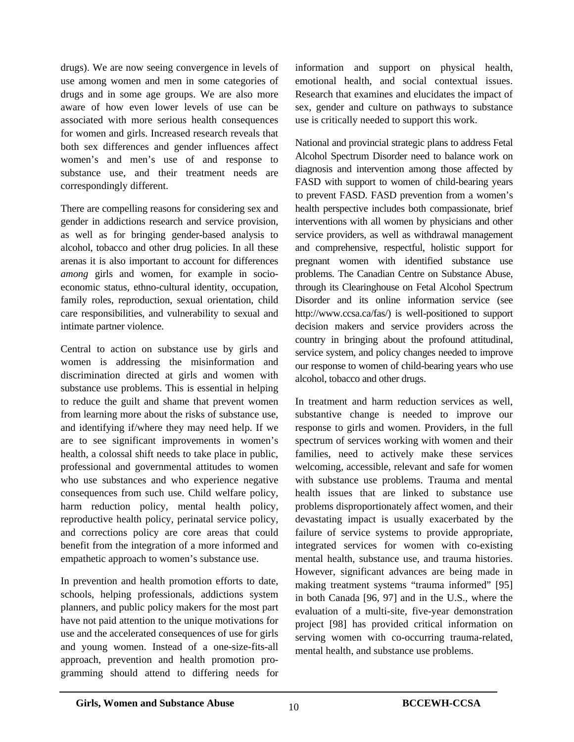drugs). We are now seeing convergence in levels of use among women and men in some categories of drugs and in some age groups. We are also more aware of how even lower levels of use can be associated with more serious health consequences for women and girls. Increased research reveals that both sex differences and gender influences affect women's and men's use of and response to substance use, and their treatment needs are correspondingly different.

There are compelling reasons for considering sex and gender in addictions research and service provision, as well as for bringing gender-based analysis to alcohol, tobacco and other drug policies. In all these arenas it is also important to account for differences *among* girls and women, for example in socio-economic status, ethno-cultural identity, occupation, family roles, reproduction, sexual orientation, child care responsibilities, and vulnerability to sexual and intimate partner violence.

Central to action on substance use by girls and women is addressing the misinformation and discrimination directed at girls and women with substance use problems. This is essential in helping to reduce the guilt and shame that prevent women from learning more about the risks of substance use, and identifying if/where they may need help. If we are to see significant improvements in women's health, a colossal shift needs to take place in public, professional and governmental attitudes to women who use substances and who experience negative consequences from such use. Child welfare policy, harm reduction policy, mental health policy, reproductive health policy, perinatal service policy, and corrections policy are core areas that could benefit from the integration of a more informed and empathetic approach to women's substance use.

In prevention and health promotion efforts to date, schools, helping professionals, addictions system planners, and public policy makers for the most part have not paid attention to the unique motivations for use and the accelerated consequences of use for girls and young women. Instead of a one-size-fits-all approach, prevention and health promotion programming should attend to differing needs for information and support on physical health, emotional health, and social contextual issues. Research that examines and elucidates the impact of sex, gender and culture on pathways to substance use is critically needed to support this work.

National and provincial strategic plans to address Fetal Alcohol Spectrum Disorder need to balance work on diagnosis and intervention among those affected by FASD with support to women of child-bearing years to prevent FASD. FASD prevention from a women's health perspective includes both compassionate, brief interventions with all women by physicians and other service providers, as well as withdrawal management and comprehensive, respectful, holistic support for pregnant women with identified substance use problems. The Canadian Centre on Substance Abuse, through its Clearinghouse on Fetal Alcohol Spectrum Disorder and its online information service (see http://www.ccsa.ca/fas/) is well-positioned to support decision makers and service providers across the country in bringing about the profound attitudinal, service system, and policy changes needed to improve our response to women of child-bearing years who use alcohol, tobacco and other drugs.

In treatment and harm reduction services as well, substantive change is needed to improve our response to girls and women. Providers, in the full spectrum of services working with women and their families, need to actively make these services welcoming, accessible, relevant and safe for women with substance use problems. Trauma and mental health issues that are linked to substance use problems disproportionately affect women, and their devastating impact is usually exacerbated by the failure of service systems to provide appropriate, integrated services for women with co-existing mental health, substance use, and trauma histories. However, significant advances are being made in making treatment systems "trauma informed" [95] in both Canada [96, 97] and in the U.S., where the evaluation of a multi-site, five-year demonstration project [98] has provided critical information on serving women with co-occurring trauma-related, mental health, and substance use problems.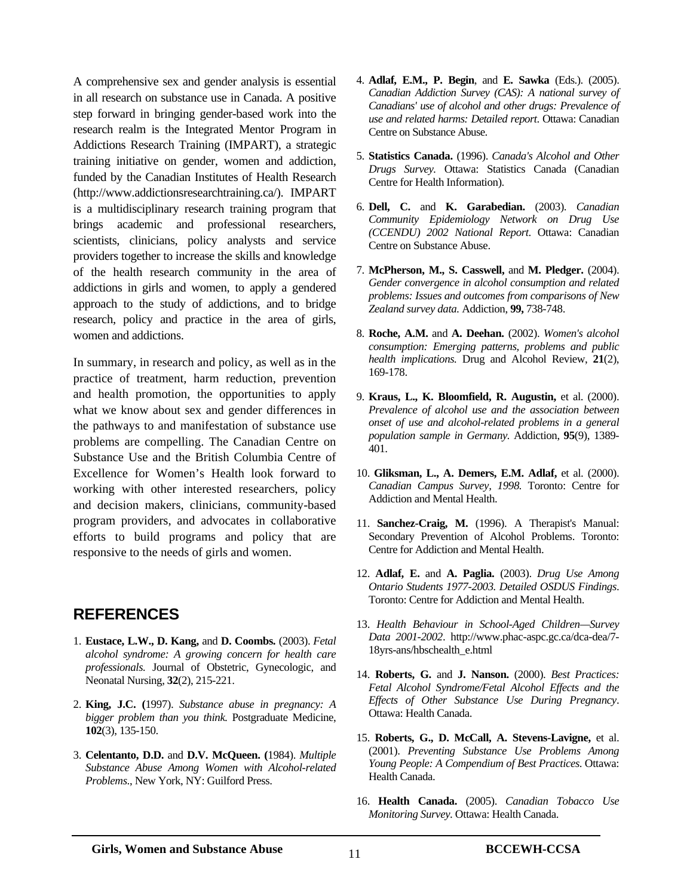A comprehensive sex and gender analysis is essential in all research on substance use in Canada. A positive step forward in bringing gender-based work into the research realm is the Integrated Mentor Program in Addictions Research Training (IMPART), a strategic training initiative on gender, women and addiction, funded by the Canadian Institutes of Health Research (http://www.addictionsresearchtraining.ca/). IMPART is a multidisciplinary research training program that brings academic and professional researchers, scientists, clinicians, policy analysts and service providers together to increase the skills and knowledge of the health research community in the area of addictions in girls and women, to apply a gendered approach to the study of addictions, and to bridge research, policy and practice in the area of girls, women and addictions.

In summary, in research and policy, as well as in the practice of treatment, harm reduction, prevention and health promotion, the opportunities to apply what we know about sex and gender differences in the pathways to and manifestation of substance use problems are compelling. The Canadian Centre on Substance Use and the British Columbia Centre of Excellence for Women's Health look forward to working with other interested researchers, policy and decision makers, clinicians, community-based program providers, and advocates in collaborative efforts to build programs and policy that are responsive to the needs of girls and women.

## REFERENCES

1. **Eustace, L.W., D. Kang,** and **D. Coombs.** (2003). *Fetal alcohol syndrome: A growing concern for health care professionals.* Journal of Obstetric, Gynecologic, and Neonatal Nursing, **32**(2), 215-221.

2. **King, J.C. (**1997). *Substance abuse in pregnancy: A bigger problem than you think.* Postgraduate Medicine, **102**(3), 135-150.

3. **Celentanto, D.D.** and **D.V. McQueen. (**1984). *Multiple Substance Abuse Among Women with Alcohol-related Problems.*, New York, NY: Guilford Press.

4. **Adlaf, E.M., P. Begin**, and **E. Sawka** (Eds.). (2005). *Canadian Addiction Survey (CAS): A national survey of Canadians' use of alcohol and other drugs: Prevalence of use and related harms: Detailed report.* Ottawa: Canadian Centre on Substance Abuse.

5. **Statistics Canada.** (1996). *Canada's Alcohol and Other Drugs Survey.* Ottawa: Statistics Canada (Canadian Centre for Health Information).

6. **Dell, C.** and **K. Garabedian.** (2003). *Canadian Community Epidemiology Network on Drug Use (CCENDU) 2002 National Report.* Ottawa: Canadian Centre on Substance Abuse.

7. **McPherson, M., S. Casswell,** and **M. Pledger.** (2004). *Gender convergence in alcohol consumption and related problems: Issues and outcomes from comparisons of New Zealand survey data.* Addiction, **99,** 738-748.

8. **Roche, A.M.** and **A. Deehan.** (2002). *Women's alcohol consumption: Emerging patterns, problems and public health implications.* Drug and Alcohol Review, **21**(2), 169-178.

9. **Kraus, L., K. Bloomfield, R. Augustin,** et al. (2000). *Prevalence of alcohol use and the association between onset of use and alcohol-related problems in a general population sample in Germany.* Addiction, **95**(9), 1389-401.

10. **Gliksman, L., A. Demers, E.M. Adlaf,** et al. (2000). *Canadian Campus Survey, 1998.* Toronto: Centre for Addiction and Mental Health.

11. **Sanchez-Craig, M.** (1996). A Therapist's Manual: Secondary Prevention of Alcohol Problems. Toronto: Centre for Addiction and Mental Health.

12. **Adlaf, E.** and **A. Paglia.** (2003). *Drug Use Among Ontario Students 1977-2003. Detailed OSDUS Findings*. Toronto: Centre for Addiction and Mental Health.

13. *Health Behaviour in School-Aged Children—Survey Data 2001-2002*. http://www.phac-aspc.gc.ca/dca-dea/7-18yrs-ans/hbschealth_e.html

14. **Roberts, G.** and **J. Nanson.** (2000). *Best Practices: Fetal Alcohol Syndrome/Fetal Alcohol Effects and the Effects of Other Substance Use During Pregnancy*. Ottawa: Health Canada.

15. **Roberts, G., D. McCall, A. Stevens-Lavigne,** et al. (2001). *Preventing Substance Use Problems Among Young People: A Compendium of Best Practices.* Ottawa: Health Canada.

16. **Health Canada.** (2005). *Canadian Tobacco Use Monitoring Survey.* Ottawa: Health Canada.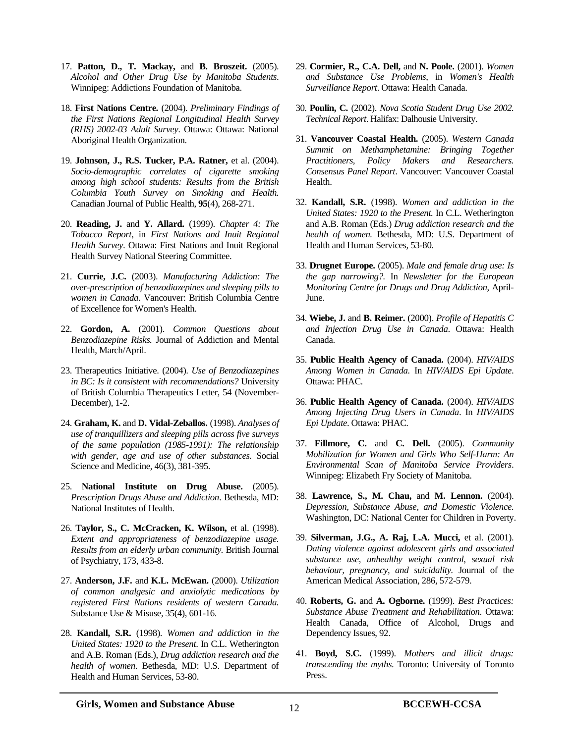17. **Patton, D., T. Mackay,** and **B. Broszeit.** (2005). *Alcohol and Other Drug Use by Manitoba Students*. Winnipeg: Addictions Foundation of Manitoba.

18. **First Nations Centre.** (2004). *Preliminary Findings of the First Nations Regional Longitudinal Health Survey (RHS) 2002-03 Adult Survey*. Ottawa: Ottawa: National Aboriginal Health Organization.

19. **Johnson, J., R.S. Tucker, P.A. Ratner,** et al. (2004). *Socio-demographic correlates of cigarette smoking among high school students: Results from the British Columbia Youth Survey on Smoking and Health.* Canadian Journal of Public Health, **95**(4), 268-271.

20. **Reading, J.** and **Y. Allard.** (1999). *Chapter 4: The Tobacco Report,* in *First Nations and Inuit Regional Health Survey*. Ottawa: First Nations and Inuit Regional Health Survey National Steering Committee.

21. **Currie, J.C.** (2003). *Manufacturing Addiction: The over-prescription of benzodiazepines and sleeping pills to women in Canada*. Vancouver: British Columbia Centre of Excellence for Women's Health.

22. **Gordon, A.** (2001). *Common Questions about Benzodiazepine Risks.* Journal of Addiction and Mental Health, March/April.

23. Therapeutics Initiative. (2004). *Use of Benzodiazepines in BC: Is it consistent with recommendations?* University of British Columbia Therapeutics Letter, 54 (November-December), 1-2.

24. **Graham, K.** and **D. Vidal-Zeballos.** (1998). *Analyses of use of tranquillizers and sleeping pills across five surveys of the same population (1985-1991): The relationship with gender, age and use of other substances.* Social Science and Medicine, 46(3), 381-395.

25. **National Institute on Drug Abuse.** (2005). *Prescription Drugs Abuse and Addiction*. Bethesda, MD: National Institutes of Health.

26. **Taylor, S., C. McCracken, K. Wilson,** et al. (1998). *Extent and appropriateness of benzodiazepine usage. Results from an elderly urban community.* British Journal of Psychiatry, 173, 433-8.

27. **Anderson, J.F.** and **K.L. McEwan.** (2000). *Utilization of common analgesic and anxiolytic medications by registered First Nations residents of western Canada.* Substance Use & Misuse, 35(4), 601-16.

28. **Kandall, S.R.** (1998). *Women and addiction in the United States: 1920 to the Present*. In C.L. Wetherington and A.B. Roman (Eds.), *Drug addiction research and the health of women*. Bethesda, MD: U.S. Department of Health and Human Services, 53-80.

29. **Cormier, R., C.A. Dell,** and **N. Poole.** (2001). *Women and Substance Use Problems*, in *Women's Health Surveillance Report*. Ottawa: Health Canada.

30. **Poulin, C.** (2002). *Nova Scotia Student Drug Use 2002. Technical Report*. Halifax: Dalhousie University.

31. **Vancouver Coastal Health.** (2005). *Western Canada Summit on Methamphetamine: Bringing Together Practitioners, Policy Makers and Researchers. Consensus Panel Report*. Vancouver: Vancouver Coastal Health.

32. **Kandall, S.R.** (1998). *Women and addiction in the United States: 1920 to the Present.* In C.L. Wetherington and A.B. Roman (Eds.) *Drug addiction research and the health of women.* Bethesda, MD: U.S. Department of Health and Human Services, 53-80.

33. **Drugnet Europe.** (2005). *Male and female drug use: Is the gap narrowing?.* In *Newsletter for the European Monitoring Centre for Drugs and Drug Addiction*, April-June.

34. **Wiebe, J.** and **B. Reimer.** (2000). *Profile of Hepatitis C and Injection Drug Use in Canada*. Ottawa: Health Canada.

35. **Public Health Agency of Canada.** (2004). *HIV/AIDS Among Women in Canada.* In *HIV/AIDS Epi Update*. Ottawa: PHAC.

36. **Public Health Agency of Canada.** (2004). *HIV/AIDS Among Injecting Drug Users in Canada*. In *HIV/AIDS Epi Update*. Ottawa: PHAC.

37. **Fillmore, C.** and **C. Dell.** (2005). *Community Mobilization for Women and Girls Who Self-Harm: An Environmental Scan of Manitoba Service Providers*. Winnipeg: Elizabeth Fry Society of Manitoba.

38. **Lawrence, S., M. Chau,** and **M. Lennon.** (2004). *Depression, Substance Abuse, and Domestic Violence.* Washington, DC: National Center for Children in Poverty.

39. **Silverman, J.G., A. Raj, L.A. Mucci,** et al. (2001). *Dating violence against adolescent girls and associated substance use, unhealthy weight control, sexual risk behaviour, pregnancy, and suicidality.* Journal of the American Medical Association, 286, 572-579.

40. **Roberts, G.** and **A. Ogborne.** (1999). *Best Practices: Substance Abuse Treatment and Rehabilitation.* Ottawa: Health Canada, Office of Alcohol, Drugs and Dependency Issues, 92.

41. **Boyd, S.C.** (1999). *Mothers and illicit drugs: transcending the myths.* Toronto: University of Toronto Press.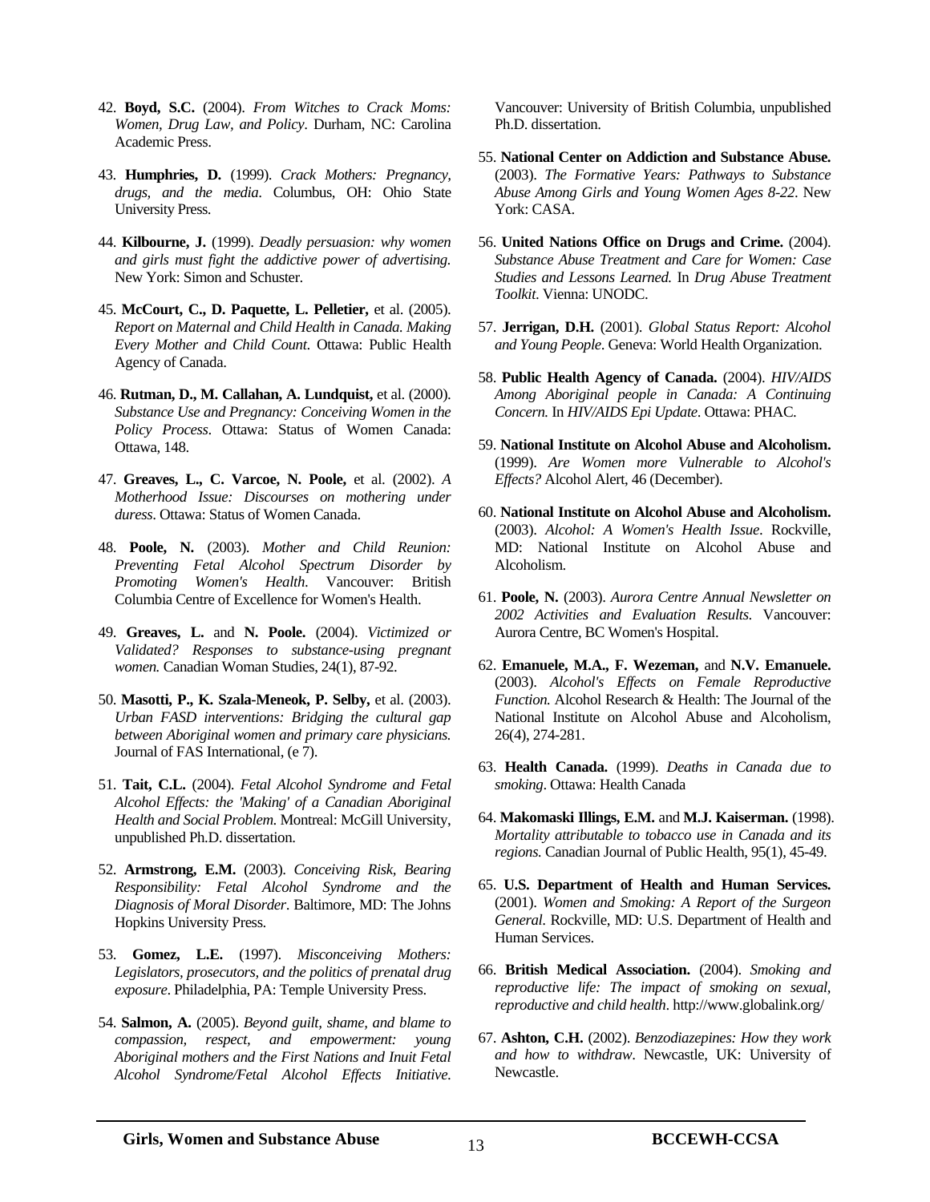42. **Boyd, S.C.** (2004). *From Witches to Crack Moms: Women, Drug Law, and Policy*. Durham, NC: Carolina Academic Press.

43. **Humphries, D.** (1999). *Crack Mothers: Pregnancy, drugs, and the media*. Columbus, OH: Ohio State University Press.

44. **Kilbourne, J.** (1999). *Deadly persuasion: why women and girls must fight the addictive power of advertising*. New York: Simon and Schuster.

45. **McCourt, C., D. Paquette, L. Pelletier,** et al. (2005). *Report on Maternal and Child Health in Canada. Making Every Mother and Child Count*. Ottawa: Public Health Agency of Canada.

46. **Rutman, D., M. Callahan, A. Lundquist,** et al. (2000). *Substance Use and Pregnancy: Conceiving Women in the Policy Process*. Ottawa: Status of Women Canada: Ottawa, 148.

47. **Greaves, L., C. Varcoe, N. Poole,** et al. (2002). *A Motherhood Issue: Discourses on mothering under duress*. Ottawa: Status of Women Canada.

48. **Poole, N.** (2003). *Mother and Child Reunion: Preventing Fetal Alcohol Spectrum Disorder by Promoting Women's Health*. Vancouver: British Columbia Centre of Excellence for Women's Health.

49. **Greaves, L.** and **N. Poole.** (2004). *Victimized or Validated? Responses to substance-using pregnant women.* Canadian Woman Studies, 24(1), 87-92.

50. **Masotti, P., K. Szala-Meneok, P. Selby,** et al. (2003). *Urban FASD interventions: Bridging the cultural gap between Aboriginal women and primary care physicians.* Journal of FAS International, (e 7).

51. **Tait, C.L.** (2004). *Fetal Alcohol Syndrome and Fetal Alcohol Effects: the 'Making' of a Canadian Aboriginal Health and Social Problem.* Montreal: McGill University, unpublished Ph.D. dissertation.

52. **Armstrong, E.M.** (2003). *Conceiving Risk, Bearing Responsibility: Fetal Alcohol Syndrome and the Diagnosis of Moral Disorder*. Baltimore, MD: The Johns Hopkins University Press.

53. **Gomez, L.E.** (1997). *Misconceiving Mothers: Legislators, prosecutors, and the politics of prenatal drug exposure*. Philadelphia, PA: Temple University Press.

54. **Salmon, A.** (2005). *Beyond guilt, shame, and blame to compassion, respect, and empowerment: young Aboriginal mothers and the First Nations and Inuit Fetal Alcohol Syndrome/Fetal Alcohol Effects Initiative*. Vancouver: University of British Columbia, unpublished Ph.D. dissertation.

55. **National Center on Addiction and Substance Abuse.** (2003). *The Formative Years: Pathways to Substance Abuse Among Girls and Young Women Ages 8-22*. New York: CASA.

56. **United Nations Office on Drugs and Crime.** (2004). *Substance Abuse Treatment and Care for Women: Case Studies and Lessons Learned.* In *Drug Abuse Treatment Toolkit*. Vienna: UNODC.

57. **Jerrigan, D.H.** (2001). *Global Status Report: Alcohol and Young People*. Geneva: World Health Organization.

58. **Public Health Agency of Canada.** (2004). *HIV/AIDS Among Aboriginal people in Canada: A Continuing Concern.* In *HIV/AIDS Epi Update*. Ottawa: PHAC.

59. **National Institute on Alcohol Abuse and Alcoholism.** (1999). *Are Women more Vulnerable to Alcohol's Effects?* Alcohol Alert, 46 (December).

60. **National Institute on Alcohol Abuse and Alcoholism.** (2003). *Alcohol: A Women's Health Issue*. Rockville, MD: National Institute on Alcohol Abuse and Alcoholism.

61. **Poole, N.** (2003). *Aurora Centre Annual Newsletter on 2002 Activities and Evaluation Results*. Vancouver: Aurora Centre, BC Women's Hospital.

62. **Emanuele, M.A., F. Wezeman,** and **N.V. Emanuele.** (2003). *Alcohol's Effects on Female Reproductive Function.* Alcohol Research & Health: The Journal of the National Institute on Alcohol Abuse and Alcoholism, 26(4), 274-281.

63. **Health Canada.** (1999). *Deaths in Canada due to smoking*. Ottawa: Health Canada

64. **Makomaski Illings, E.M.** and **M.J. Kaiserman.** (1998). *Mortality attributable to tobacco use in Canada and its regions.* Canadian Journal of Public Health, 95(1), 45-49.

65. **U.S. Department of Health and Human Services.** (2001). *Women and Smoking: A Report of the Surgeon General*. Rockville, MD: U.S. Department of Health and Human Services.

66. **British Medical Association.** (2004). *Smoking and reproductive life: The impact of smoking on sexual, reproductive and child health*. http://www.globalink.org/

67. **Ashton, C.H.** (2002). *Benzodiazepines: How they work and how to withdraw*. Newcastle, UK: University of Newcastle.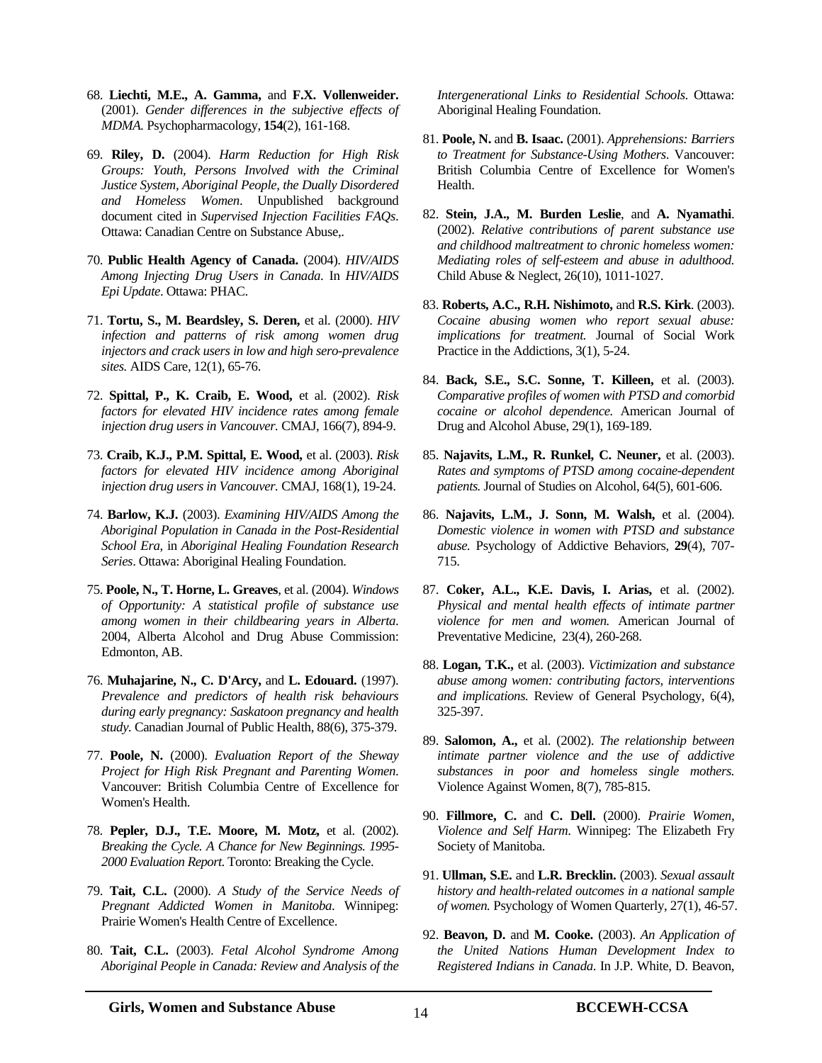68. **Liechti, M.E., A. Gamma,** and **F.X. Vollenweider.** (2001). *Gender differences in the subjective effects of MDMA.* Psychopharmacology, **154**(2), 161-168.

69. **Riley, D.** (2004). *Harm Reduction for High Risk Groups: Youth, Persons Involved with the Criminal Justice System, Aboriginal People, the Dually Disordered and Homeless Women*. Unpublished background document cited in *Supervised Injection Facilities FAQs*. Ottawa: Canadian Centre on Substance Abuse,.

70. **Public Health Agency of Canada.** (2004). *HIV/AIDS Among Injecting Drug Users in Canada.* In *HIV/AIDS Epi Update*. Ottawa: PHAC.

71. **Tortu, S., M. Beardsley, S. Deren,** et al. (2000). *HIV infection and patterns of risk among women drug injectors and crack users in low and high sero-prevalence sites.* AIDS Care, 12(1), 65-76.

72. **Spittal, P., K. Craib, E. Wood,** et al. (2002). *Risk factors for elevated HIV incidence rates among female injection drug users in Vancouver.* CMAJ, 166(7), 894-9.

73. **Craib, K.J., P.M. Spittal, E. Wood,** et al. (2003). *Risk factors for elevated HIV incidence among Aboriginal injection drug users in Vancouver.* CMAJ, 168(1), 19-24.

74. **Barlow, K.J.** (2003). *Examining HIV/AIDS Among the Aboriginal Population in Canada in the Post-Residential School Era*, in *Aboriginal Healing Foundation Research Series*. Ottawa: Aboriginal Healing Foundation.

75. **Poole, N., T. Horne, L. Greaves**, et al. (2004). *Windows of Opportunity: A statistical profile of substance use among women in their childbearing years in Alberta*. 2004, Alberta Alcohol and Drug Abuse Commission: Edmonton, AB.

76. **Muhajarine, N., C. D'Arcy,** and **L. Edouard.** (1997). *Prevalence and predictors of health risk behaviours during early pregnancy: Saskatoon pregnancy and health study.* Canadian Journal of Public Health, 88(6), 375-379.

77. **Poole, N.** (2000). *Evaluation Report of the Sheway Project for High Risk Pregnant and Parenting Women*. Vancouver: British Columbia Centre of Excellence for Women's Health.

78. **Pepler, D.J., T.E. Moore, M. Motz,** et al. (2002). *Breaking the Cycle. A Chance for New Beginnings. 1995-2000 Evaluation Report*. Toronto: Breaking the Cycle.

79. **Tait, C.L.** (2000). *A Study of the Service Needs of Pregnant Addicted Women in Manitoba*. Winnipeg: Prairie Women's Health Centre of Excellence.

80. **Tait, C.L.** (2003). *Fetal Alcohol Syndrome Among Aboriginal People in Canada: Review and Analysis of the Intergenerational Links to Residential Schools.* Ottawa: Aboriginal Healing Foundation.

81. **Poole, N.** and **B. Isaac.** (2001). *Apprehensions: Barriers to Treatment for Substance-Using Mothers*. Vancouver: British Columbia Centre of Excellence for Women's Health.

82. **Stein, J.A., M. Burden Leslie**, and **A. Nyamathi**. (2002). *Relative contributions of parent substance use and childhood maltreatment to chronic homeless women: Mediating roles of self-esteem and abuse in adulthood.* Child Abuse & Neglect, 26(10), 1011-1027.

83. **Roberts, A.C., R.H. Nishimoto,** and **R.S. Kirk**. (2003). *Cocaine abusing women who report sexual abuse: implications for treatment.* Journal of Social Work Practice in the Addictions, 3(1), 5-24.

84. **Back, S.E., S.C. Sonne, T. Killeen,** et al. (2003). *Comparative profiles of women with PTSD and comorbid cocaine or alcohol dependence.* American Journal of Drug and Alcohol Abuse, 29(1), 169-189.

85. **Najavits, L.M., R. Runkel, C. Neuner,** et al. (2003). *Rates and symptoms of PTSD among cocaine-dependent patients.* Journal of Studies on Alcohol, 64(5), 601-606.

86. **Najavits, L.M., J. Sonn, M. Walsh,** et al. (2004). *Domestic violence in women with PTSD and substance abuse.* Psychology of Addictive Behaviors, **29**(4), 707-715.

87. **Coker, A.L., K.E. Davis, I. Arias,** et al. (2002). *Physical and mental health effects of intimate partner violence for men and women.* American Journal of Preventative Medicine, 23(4), 260-268.

88. **Logan, T.K.,** et al. (2003). *Victimization and substance abuse among women: contributing factors, interventions and implications.* Review of General Psychology, 6(4), 325-397.

89. **Salomon, A.,** et al. (2002). *The relationship between intimate partner violence and the use of addictive substances in poor and homeless single mothers.* Violence Against Women, 8(7), 785-815.

90. **Fillmore, C.** and **C. Dell.** (2000). *Prairie Women, Violence and Self Harm*. Winnipeg: The Elizabeth Fry Society of Manitoba.

91. **Ullman, S.E.** and **L.R. Brecklin.** (2003). *Sexual assault history and health-related outcomes in a national sample of women.* Psychology of Women Quarterly, 27(1), 46-57.

92. **Beavon, D.** and **M. Cooke.** (2003). *An Application of the United Nations Human Development Index to Registered Indians in Canada*. In J.P. White, D. Beavon,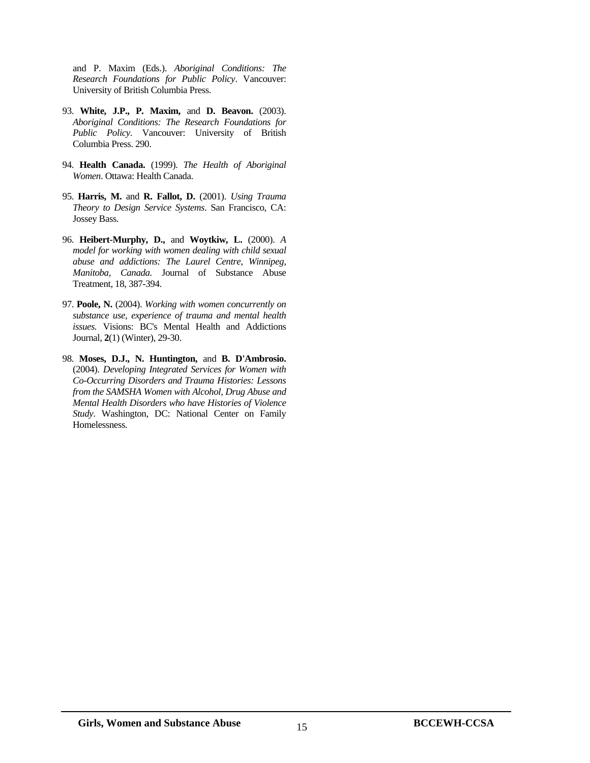and P. Maxim (Eds.). *Aboriginal Conditions: The Research Foundations for Public Policy*. Vancouver: University of British Columbia Press.

93. **White, J.P., P. Maxim,** and **D. Beavon.** (2003). *Aboriginal Conditions: The Research Foundations for Public Policy*. Vancouver: University of British Columbia Press. 290.

94. **Health Canada.** (1999). *The Health of Aboriginal Women*. Ottawa: Health Canada.

95. **Harris, M.** and **R. Fallot, D.** (2001). *Using Trauma Theory to Design Service Systems*. San Francisco, CA: Jossey Bass.

96. **Heibert-Murphy, D.,** and **Woytkiw, L.** (2000). *A model for working with women dealing with child sexual abuse and addictions: The Laurel Centre, Winnipeg, Manitoba, Canada.* Journal of Substance Abuse Treatment, 18, 387-394.

97. **Poole, N.** (2004). *Working with women concurrently on substance use, experience of trauma and mental health issues.* Visions: BC's Mental Health and Addictions Journal, **2**(1) (Winter), 29-30.

98. **Moses, D.J., N. Huntington,** and **B. D'Ambrosio.** (2004). *Developing Integrated Services for Women with Co-Occurring Disorders and Trauma Histories: Lessons from the SAMSHA Women with Alcohol, Drug Abuse and Mental Health Disorders who have Histories of Violence Study*. Washington, DC: National Center on Family Homelessness.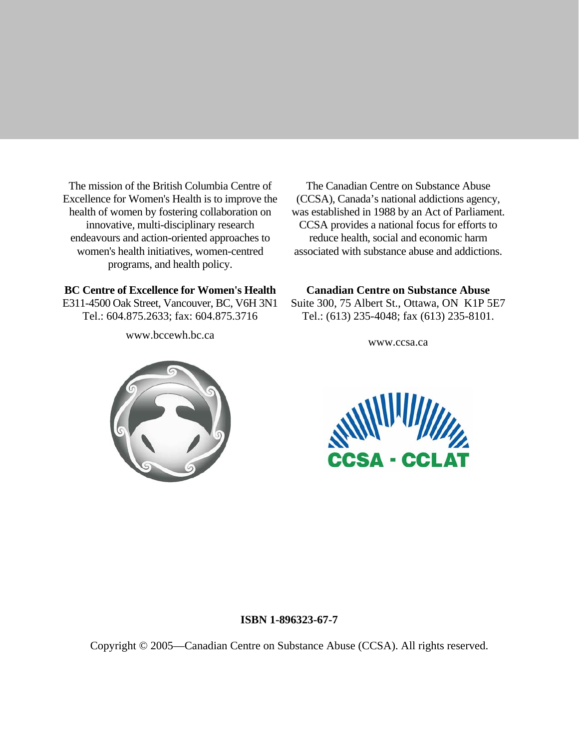The mission of the British Columbia Centre of Excellence for Women's Health is to improve the health of women by fostering collaboration on innovative, multi-disciplinary research endeavours and action-oriented approaches to women's health initiatives, women-centred programs, and health policy.

**BC Centre of Excellence for Women's Health**
E311-4500 Oak Street, Vancouver, BC, V6H 3N1
Tel.: 604.875.2633; fax: 604.875.3716

www.bccewh.bc.ca

The Canadian Centre on Substance Abuse (CCSA), Canada's national addictions agency, was established in 1988 by an Act of Parliament. CCSA provides a national focus for efforts to reduce health, social and economic harm associated with substance abuse and addictions.

**Canadian Centre on Substance Abuse**
Suite 300, 75 Albert St., Ottawa, ON K1P 5E7
Tel.: (613) 235-4048; fax (613) 235-8101.

www.ccsa.ca

CCSA · CCLAT

**ISBN 1-896323-67-7**

Copyright © 2005—Canadian Centre on Substance Abuse (CCSA). All rights reserved.